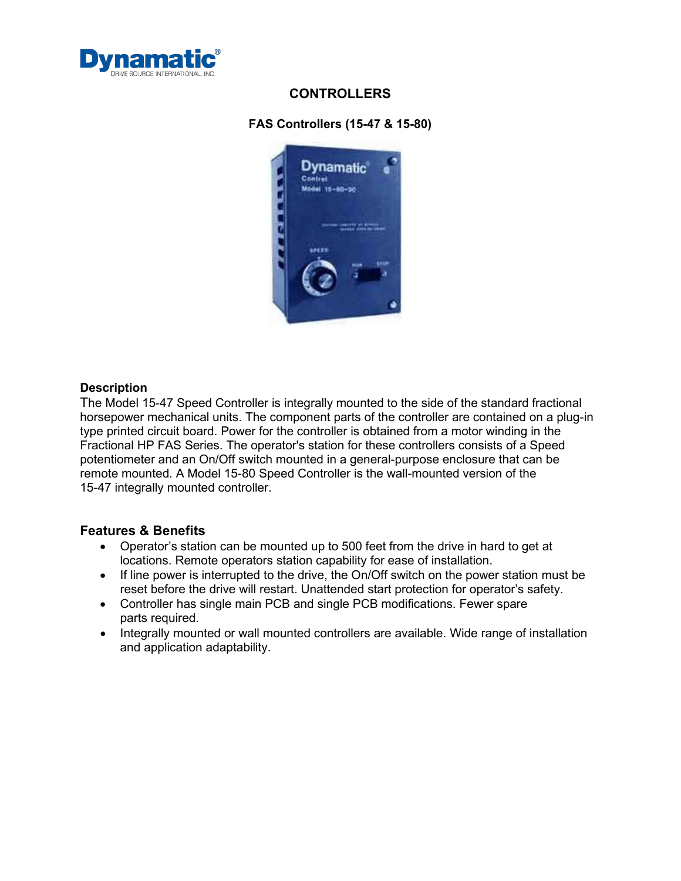# CONTROLLERS

## FAS Controllers (15-47 & 15-80)

### Description

The Model 15-47 Speed Controller is integrally mounted to the side of the standard fractional horsepower mechanical units. The component parts of the controller are contained on a plug-in type printed circuit board. Power for the controller is obtained from a motor winding in the Fractional HP FAS Series. The operator's station for these controllers consists of a Speed potentiometer and an On/Off switch mounted in a general-purpose enclosure that can be remote mounted. A Model 15-80 Speed Controller is the wall-mounted version of the 15-47 integrally mounted controller.

### Features & Benefits

- Operator's station can be mounted up to 500 feet from the drive in hard to get at locations. Remote operators station capability for ease of installation.
- If line power is interrupted to the drive, the On/Off switch on the power station must be reset before the drive will restart. Unattended start protection for operator's safety.
- Controller has single main PCB and single PCB modifications. Fewer spare parts required.
- Integrally mounted or wall mounted controllers are available. Wide range of installation and application adaptability.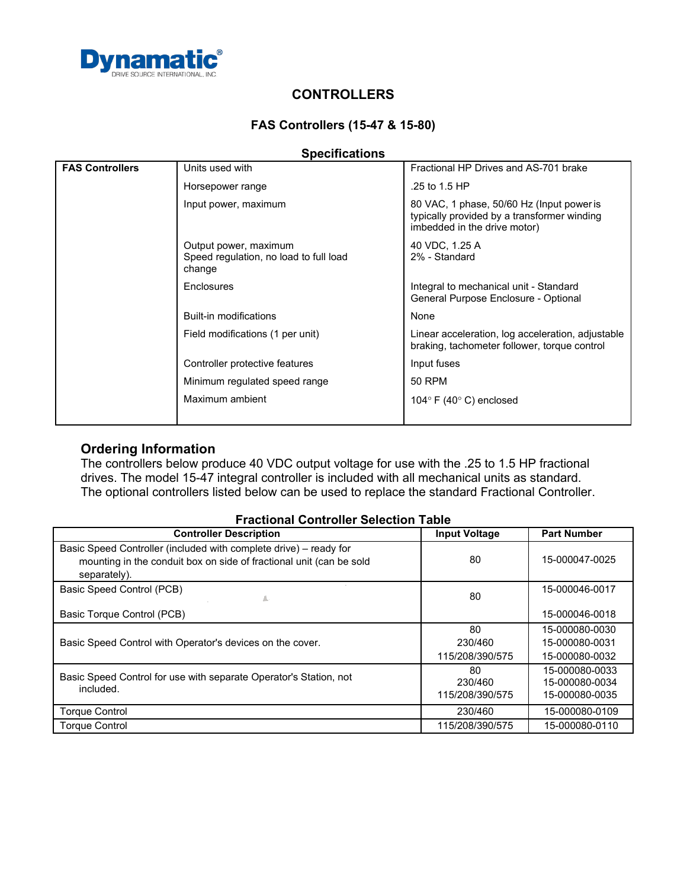# CONTROLLERS

## FAS Controllers (15-47 & 15-80)

### Specifications

| | | |
|---|---|---|
| **FAS Controllers** | Units used with | Fractional HP Drives and AS-701 brake |
| | Horsepower range | .25 to 1.5 HP |
| | Input power, maximum | 80 VAC, 1 phase, 50/60 Hz (Input power is typically provided by a transformer winding imbedded in the drive motor) |
| | Output power, maximum | 40 VDC, 1.25 A |
| | Speed regulation, no load to full load change | 2% - Standard |
| | Enclosures | Integral to mechanical unit - Standard<br>General Purpose Enclosure - Optional |
| | Built-in modifications | None |
| | Field modifications (1 per unit) | Linear acceleration, log acceleration, adjustable braking, tachometer follower, torque control |
| | Controller protective features | Input fuses |
| | Minimum regulated speed range | 50 RPM |
| | Maximum ambient | 104° F (40° C) enclosed |

## Ordering Information

The controllers below produce 40 VDC output voltage for use with the .25 to 1.5 HP fractional drives. The model 15-47 integral controller is included with all mechanical units as standard. The optional controllers listed below can be used to replace the standard Fractional Controller.

### Fractional Controller Selection Table

| Controller Description | Input Voltage | Part Number |
|---|---|---|
| Basic Speed Controller (included with complete drive) – ready for mounting in the conduit box on side of fractional unit (can be sold separately). | 80 | 15-000047-0025 |
| Basic Speed Control (PCB)<br>Basic Torque Control (PCB) | 80 | 15-000046-0017<br>15-000046-0018 |
| Basic Speed Control with Operator's devices on the cover. | 80<br>230/460<br>115/208/390/575 | 15-000080-0030<br>15-000080-0031<br>15-000080-0032 |
| Basic Speed Control for use with separate Operator's Station, not included. | 80<br>230/460<br>115/208/390/575 | 15-000080-0033<br>15-000080-0034<br>15-000080-0035 |
| Torque Control | 230/460 | 15-000080-0109 |
| Torque Control | 115/208/390/575 | 15-000080-0110 |